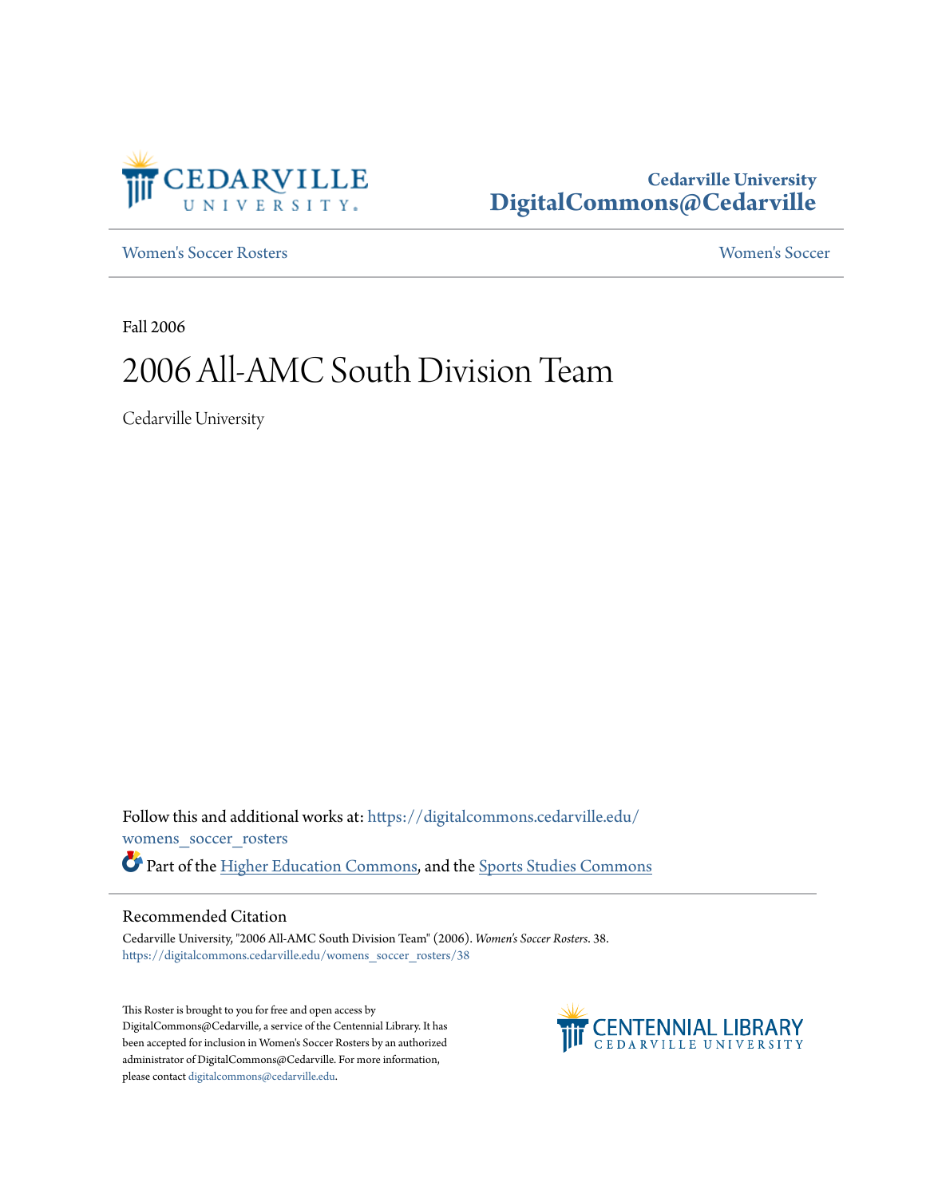Cedarville University
DigitalCommons@Cedarville

Women's Soccer Rosters — Women's Soccer

Fall 2006

# 2006 All-AMC South Division Team

Cedarville University

Follow this and additional works at: https://digitalcommons.cedarville.edu/womens_soccer_rosters

Part of the Higher Education Commons, and the Sports Studies Commons

## Recommended Citation

Cedarville University, "2006 All-AMC South Division Team" (2006). *Women's Soccer Rosters*. 38.
https://digitalcommons.cedarville.edu/womens_soccer_rosters/38

This Roster is brought to you for free and open access by DigitalCommons@Cedarville, a service of the Centennial Library. It has been accepted for inclusion in Women's Soccer Rosters by an authorized administrator of DigitalCommons@Cedarville. For more information, please contact digitalcommons@cedarville.edu.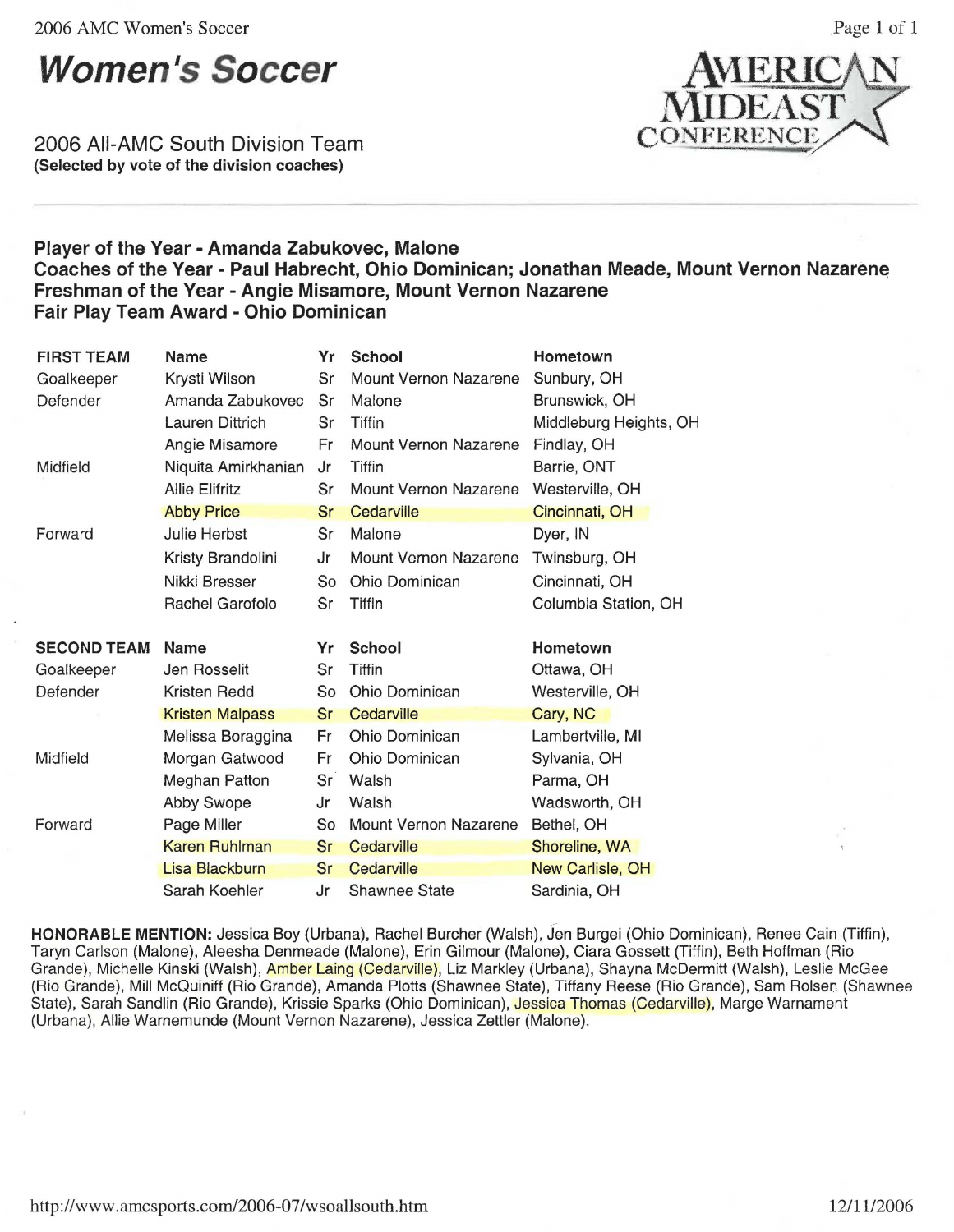# Women's Soccer

2006 All-AMC South Division Team
**(Selected by vote of the division coaches)**

**Player of the Year - Amanda Zabukovec, Malone**
**Coaches of the Year - Paul Habrecht, Ohio Dominican; Jonathan Meade, Mount Vernon Nazarene**
**Freshman of the Year - Angie Misamore, Mount Vernon Nazarene**
**Fair Play Team Award - Ohio Dominican**

| FIRST TEAM | Name | Yr | School | Hometown |
|---|---|---|---|---|
| Goalkeeper | Krysti Wilson | Sr | Mount Vernon Nazarene | Sunbury, OH |
| Defender | Amanda Zabukovec | Sr | Malone | Brunswick, OH |
| | Lauren Dittrich | Sr | Tiffin | Middleburg Heights, OH |
| | Angie Misamore | Fr | Mount Vernon Nazarene | Findlay, OH |
| Midfield | Niquita Amirkhanian | Jr | Tiffin | Barrie, ONT |
| | Allie Elifritz | Sr | Mount Vernon Nazarene | Westerville, OH |
| | Abby Price | Sr | Cedarville | Cincinnati, OH |
| Forward | Julie Herbst | Sr | Malone | Dyer, IN |
| | Kristy Brandolini | Jr | Mount Vernon Nazarene | Twinsburg, OH |
| | Nikki Bresser | So | Ohio Dominican | Cincinnati, OH |
| | Rachel Garofolo | Sr | Tiffin | Columbia Station, OH |

| SECOND TEAM | Name | Yr | School | Hometown |
|---|---|---|---|---|
| Goalkeeper | Jen Rosselit | Sr | Tiffin | Ottawa, OH |
| Defender | Kristen Redd | So | Ohio Dominican | Westerville, OH |
| | Kristen Malpass | Sr | Cedarville | Cary, NC |
| | Melissa Boraggina | Fr | Ohio Dominican | Lambertville, MI |
| Midfield | Morgan Gatwood | Fr | Ohio Dominican | Sylvania, OH |
| | Meghan Patton | Sr | Walsh | Parma, OH |
| | Abby Swope | Jr | Walsh | Wadsworth, OH |
| Forward | Page Miller | So | Mount Vernon Nazarene | Bethel, OH |
| | Karen Ruhlman | Sr | Cedarville | Shoreline, WA |
| | Lisa Blackburn | Sr | Cedarville | New Carlisle, OH |
| | Sarah Koehler | Jr | Shawnee State | Sardinia, OH |

**HONORABLE MENTION:** Jessica Boy (Urbana), Rachel Burcher (Walsh), Jen Burgei (Ohio Dominican), Renee Cain (Tiffin), Taryn Carlson (Malone), Aleesha Denmeade (Malone), Erin Gilmour (Malone), Ciara Gossett (Tiffin), Beth Hoffman (Rio Grande), Michelle Kinski (Walsh), Amber Laing (Cedarville), Liz Markley (Urbana), Shayna McDermitt (Walsh), Leslie McGee (Rio Grande), Mill McQuiniff (Rio Grande), Amanda Plotts (Shawnee State), Tiffany Reese (Rio Grande), Sam Rolsen (Shawnee State), Sarah Sandlin (Rio Grande), Krissie Sparks (Ohio Dominican), Jessica Thomas (Cedarville), Marge Warnament (Urbana), Allie Warnemunde (Mount Vernon Nazarene), Jessica Zettler (Malone).